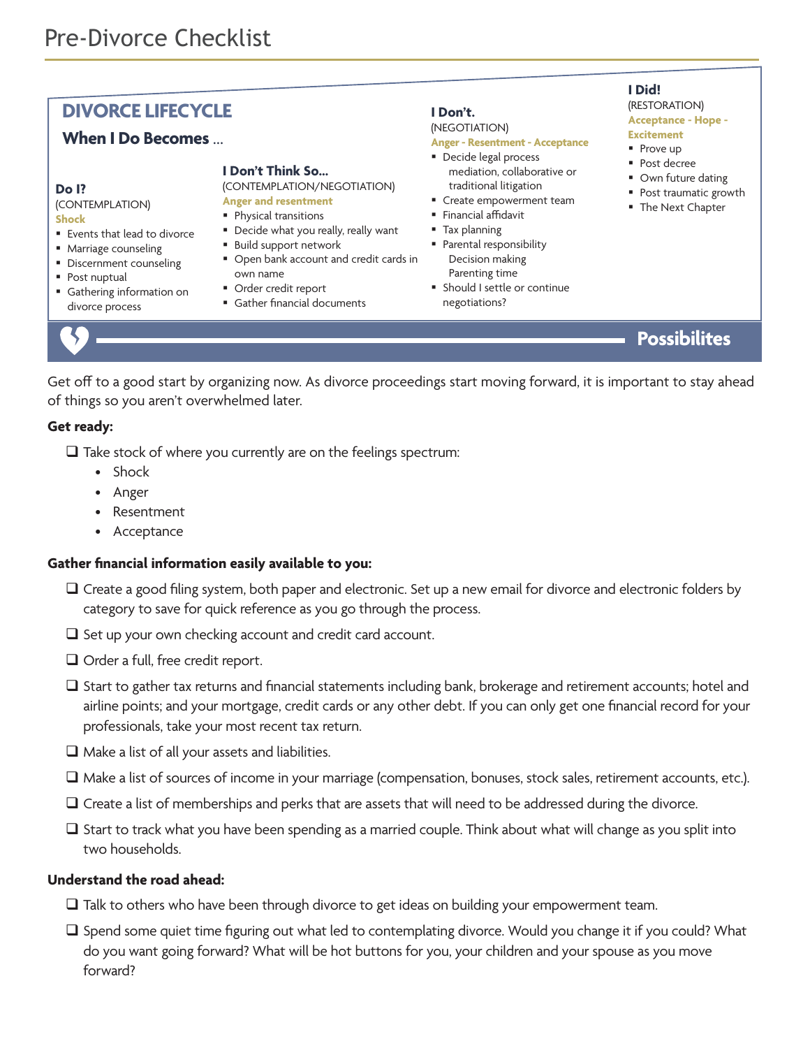# Pre-Divorce Checklist

## DIVORCE LIFECYCLE

### When I Do Becomes ...

**Do I?**
(CONTEMPLATION)
**Shock**

- Events that lead to divorce
- Marriage counseling
- Discernment counseling
- Post nuptual
- Gathering information on divorce process

**I Don't Think So...**
(CONTEMPLATION/NEGOTIATION)
**Anger and resentment**

- Physical transitions
- Decide what you really, really want
- Build support network
- Open bank account and credit cards in own name
- Order credit report
- Gather financial documents

**I Don't.**
(NEGOTIATION)
**Anger - Resentment - Acceptance**

- Decide legal process
  mediation, collaborative or
  traditional litigation
- Create empowerment team
- Financial affidavit
- Tax planning
- Parental responsibility
  Decision making
  Parenting time
- Should I settle or continue negotiations?

**I Did!**
(RESTORATION)
**Acceptance - Hope - Excitement**

- Prove up
- Post decree
- Own future dating
- Post traumatic growth
- The Next Chapter

**Possibilites**

Get off to a good start by organizing now. As divorce proceedings start moving forward, it is important to stay ahead of things so you aren't overwhelmed later.

**Get ready:**

- [ ] Take stock of where you currently are on the feelings spectrum:
  - Shock
  - Anger
  - Resentment
  - Acceptance

**Gather financial information easily available to you:**

- [ ] Create a good filing system, both paper and electronic. Set up a new email for divorce and electronic folders by category to save for quick reference as you go through the process.
- [ ] Set up your own checking account and credit card account.
- [ ] Order a full, free credit report.
- [ ] Start to gather tax returns and financial statements including bank, brokerage and retirement accounts; hotel and airline points; and your mortgage, credit cards or any other debt. If you can only get one financial record for your professionals, take your most recent tax return.
- [ ] Make a list of all your assets and liabilities.
- [ ] Make a list of sources of income in your marriage (compensation, bonuses, stock sales, retirement accounts, etc.).
- [ ] Create a list of memberships and perks that are assets that will need to be addressed during the divorce.
- [ ] Start to track what you have been spending as a married couple. Think about what will change as you split into two households.

**Understand the road ahead:**

- [ ] Talk to others who have been through divorce to get ideas on building your empowerment team.
- [ ] Spend some quiet time figuring out what led to contemplating divorce. Would you change it if you could? What do you want going forward? What will be hot buttons for you, your children and your spouse as you move forward?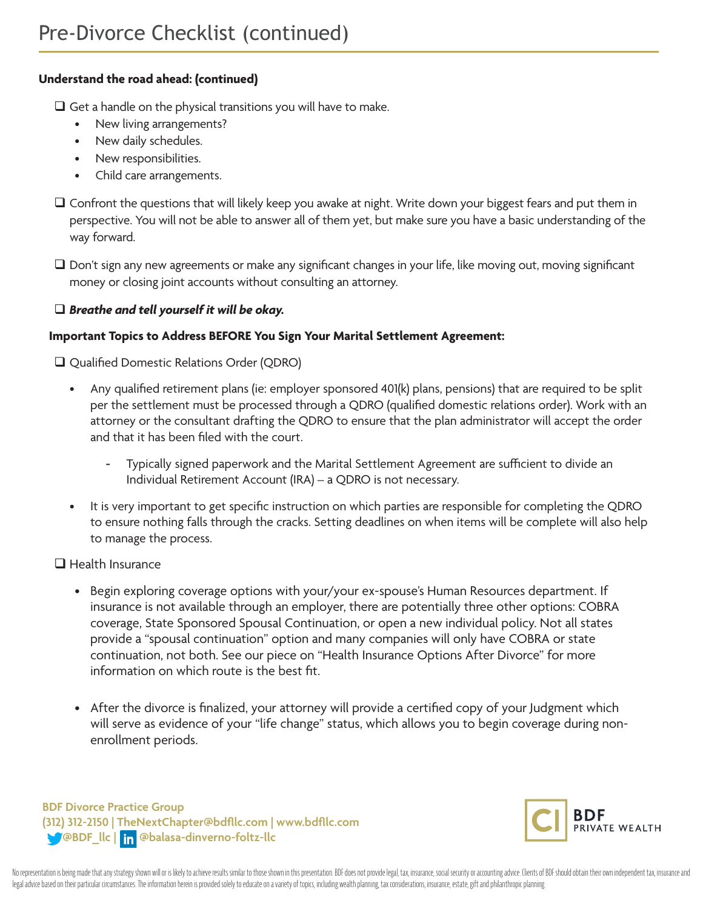# Pre-Divorce Checklist (continued)

**Understand the road ahead: (continued)**

- ❑ Get a handle on the physical transitions you will have to make.
  - New living arrangements?
  - New daily schedules.
  - New responsibilities.
  - Child care arrangements.
- ❑ Confront the questions that will likely keep you awake at night. Write down your biggest fears and put them in perspective. You will not be able to answer all of them yet, but make sure you have a basic understanding of the way forward.
- ❑ Don't sign any new agreements or make any significant changes in your life, like moving out, moving significant money or closing joint accounts without consulting an attorney.
- ❑ ***Breathe and tell yourself it will be okay.***

**Important Topics to Address BEFORE You Sign Your Marital Settlement Agreement:**

❑ Qualified Domestic Relations Order (QDRO)

- Any qualified retirement plans (ie: employer sponsored 401(k) plans, pensions) that are required to be split per the settlement must be processed through a QDRO (qualified domestic relations order). Work with an attorney or the consultant drafting the QDRO to ensure that the plan administrator will accept the order and that it has been filed with the court.
  - Typically signed paperwork and the Marital Settlement Agreement are sufficient to divide an Individual Retirement Account (IRA) – a QDRO is not necessary.
- It is very important to get specific instruction on which parties are responsible for completing the QDRO to ensure nothing falls through the cracks. Setting deadlines on when items will be complete will also help to manage the process.

❑ Health Insurance

- Begin exploring coverage options with your/your ex-spouse's Human Resources department. If insurance is not available through an employer, there are potentially three other options: COBRA coverage, State Sponsored Spousal Continuation, or open a new individual policy. Not all states provide a "spousal continuation" option and many companies will only have COBRA or state continuation, not both. See our piece on "Health Insurance Options After Divorce" for more information on which route is the best fit.
- After the divorce is finalized, your attorney will provide a certified copy of your Judgment which will serve as evidence of your "life change" status, which allows you to begin coverage during non-enrollment periods.

BDF Divorce Practice Group
(312) 312-2150 | TheNextChapter@bdfllc.com | www.bdfllc.com
@BDF_llc | @balasa-dinverno-foltz-llc

BDF PRIVATE WEALTH

No representation is being made that any strategy shown will or is likely to achieve results similar to those shown in this presentation. BDF does not provide legal, tax, insurance, social security or accounting advice. Clients of BDF should obtain their own independent tax, insurance and legal advice based on their particular circumstances. The information herein is provided solely to educate on a variety of topics, including wealth planning, tax considerations, insurance, estate, gift and philanthropic planning.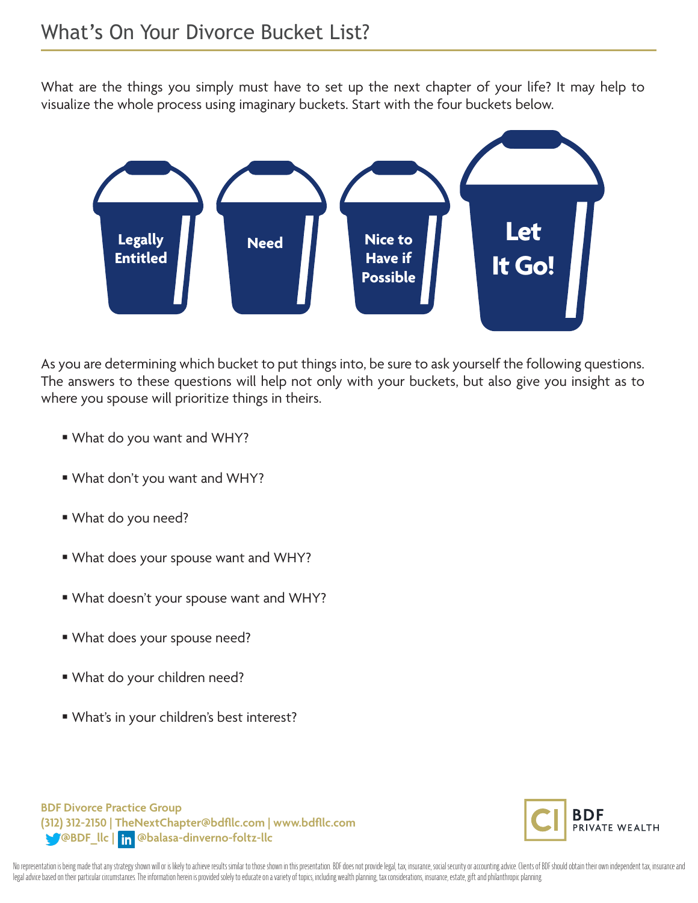# What's On Your Divorce Bucket List?

What are the things you simply must have to set up the next chapter of your life? It may help to visualize the whole process using imaginary buckets. Start with the four buckets below.

**Legally Entitled** | **Need** | **Nice to Have if Possible** | **Let It Go!**

As you are determining which bucket to put things into, be sure to ask yourself the following questions. The answers to these questions will help not only with your buckets, but also give you insight as to where you spouse will prioritize things in theirs.

- What do you want and WHY?
- What don't you want and WHY?
- What do you need?
- What does your spouse want and WHY?
- What doesn't your spouse want and WHY?
- What does your spouse need?
- What do your children need?
- What's in your children's best interest?

**BDF Divorce Practice Group**
**(312) 312-2150 | TheNextChapter@bdfllc.com | www.bdfllc.com**
**@BDF_llc | @balasa-dinverno-foltz-llc**

BDF PRIVATE WEALTH

No representation is being made that any strategy shown will or is likely to achieve results similar to those shown in this presentation. BDF does not provide legal, tax, insurance, social security or accounting advice. Clients of BDF should obtain their own independent tax, insurance and legal advice based on their particular circumstances. The information herein is provided solely to educate on a variety of topics, including wealth planning, tax considerations, insurance, estate, gift and philanthropic planning.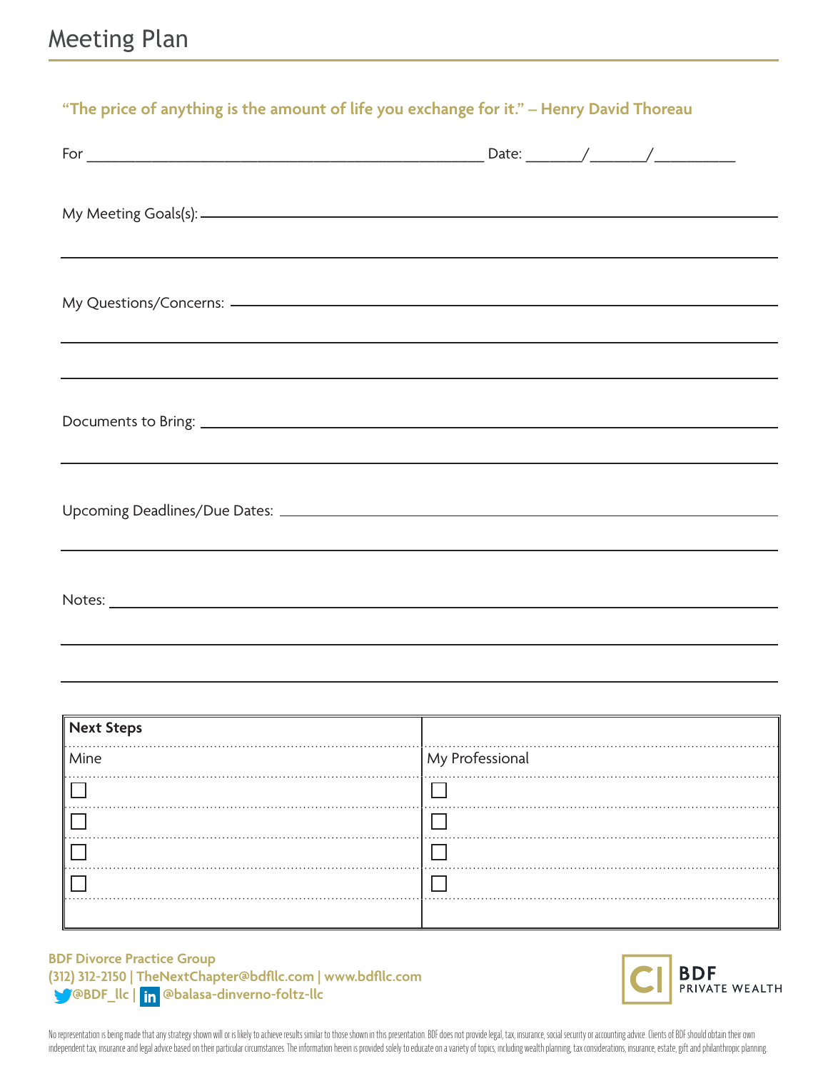# Meeting Plan

**"The price of anything is the amount of life you exchange for it." – Henry David Thoreau**

For ______________________________________________ Date: _______/_______/__________

My Meeting Goals(s): ____________________________________________

____________________________________________

My Questions/Concerns: ____________________________________________

____________________________________________

____________________________________________

Documents to Bring: ____________________________________________

____________________________________________

Upcoming Deadlines/Due Dates: ____________________________________________

____________________________________________

Notes: ____________________________________________

____________________________________________

____________________________________________

| **Next Steps** | |
|---|---|
| Mine | My Professional |
| ☐ | ☐ |
| ☐ | ☐ |
| ☐ | ☐ |
| ☐ | ☐ |
| | |

**BDF Divorce Practice Group**
**(312) 312-2150 | TheNextChapter@bdfllc.com | www.bdfllc.com**
**@BDF_llc | @balasa-dinverno-foltz-llc**

BDF PRIVATE WEALTH

No representation is being made that any strategy shown will or is likely to achieve results similar to those shown in this presentation. BDF does not provide legal, tax, insurance, social security or accounting advice. Clients of BDF should obtain their own independent tax, insurance and legal advice based on their particular circumstances. The information herein is provided solely to educate on a variety of topics, including wealth planning, tax considerations, insurance, estate, gift and philanthropic planning.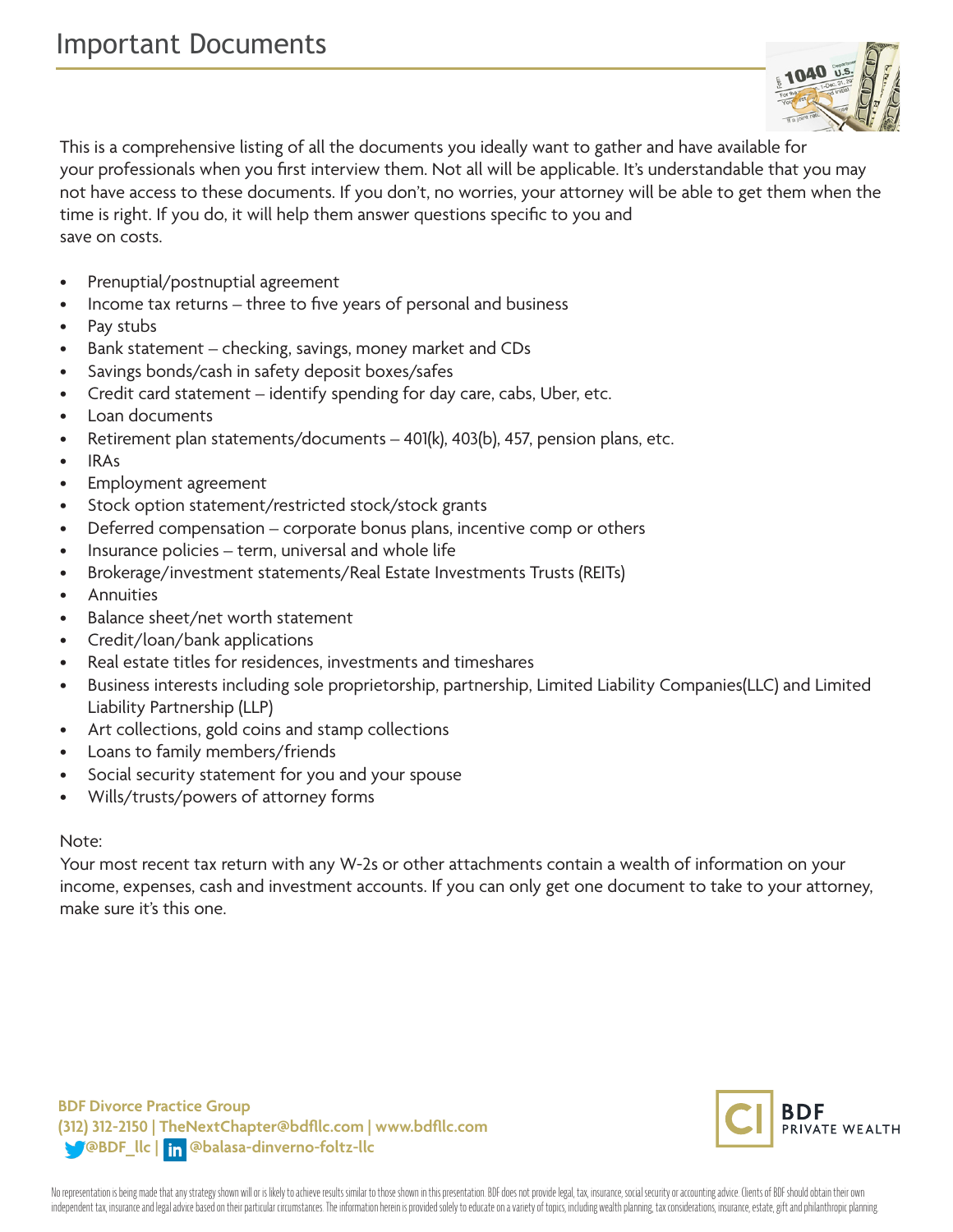# Important Documents

This is a comprehensive listing of all the documents you ideally want to gather and have available for your professionals when you first interview them. Not all will be applicable. It's understandable that you may not have access to these documents. If you don't, no worries, your attorney will be able to get them when the time is right. If you do, it will help them answer questions specific to you and save on costs.

- Prenuptial/postnuptial agreement
- Income tax returns – three to five years of personal and business
- Pay stubs
- Bank statement – checking, savings, money market and CDs
- Savings bonds/cash in safety deposit boxes/safes
- Credit card statement – identify spending for day care, cabs, Uber, etc.
- Loan documents
- Retirement plan statements/documents – 401(k), 403(b), 457, pension plans, etc.
- IRAs
- Employment agreement
- Stock option statement/restricted stock/stock grants
- Deferred compensation – corporate bonus plans, incentive comp or others
- Insurance policies – term, universal and whole life
- Brokerage/investment statements/Real Estate Investments Trusts (REITs)
- Annuities
- Balance sheet/net worth statement
- Credit/loan/bank applications
- Real estate titles for residences, investments and timeshares
- Business interests including sole proprietorship, partnership, Limited Liability Companies(LLC) and Limited Liability Partnership (LLP)
- Art collections, gold coins and stamp collections
- Loans to family members/friends
- Social security statement for you and your spouse
- Wills/trusts/powers of attorney forms

Note:
Your most recent tax return with any W-2s or other attachments contain a wealth of information on your income, expenses, cash and investment accounts. If you can only get one document to take to your attorney, make sure it's this one.

**BDF Divorce Practice Group**
**(312) 312-2150 | TheNextChapter@bdfllc.com | www.bdfllc.com**
**@BDF_llc | @balasa-dinverno-foltz-llc**

BDF PRIVATE WEALTH

No representation is being made that any strategy shown will or is likely to achieve results similar to those shown in this presentation. BDF does not provide legal, tax, insurance, social security or accounting advice. Clients of BDF should obtain their own independent tax, insurance and legal advice based on their particular circumstances. The information herein is provided solely to educate on a variety of topics, including wealth planning, tax considerations, insurance, estate, gift and philanthropic planning.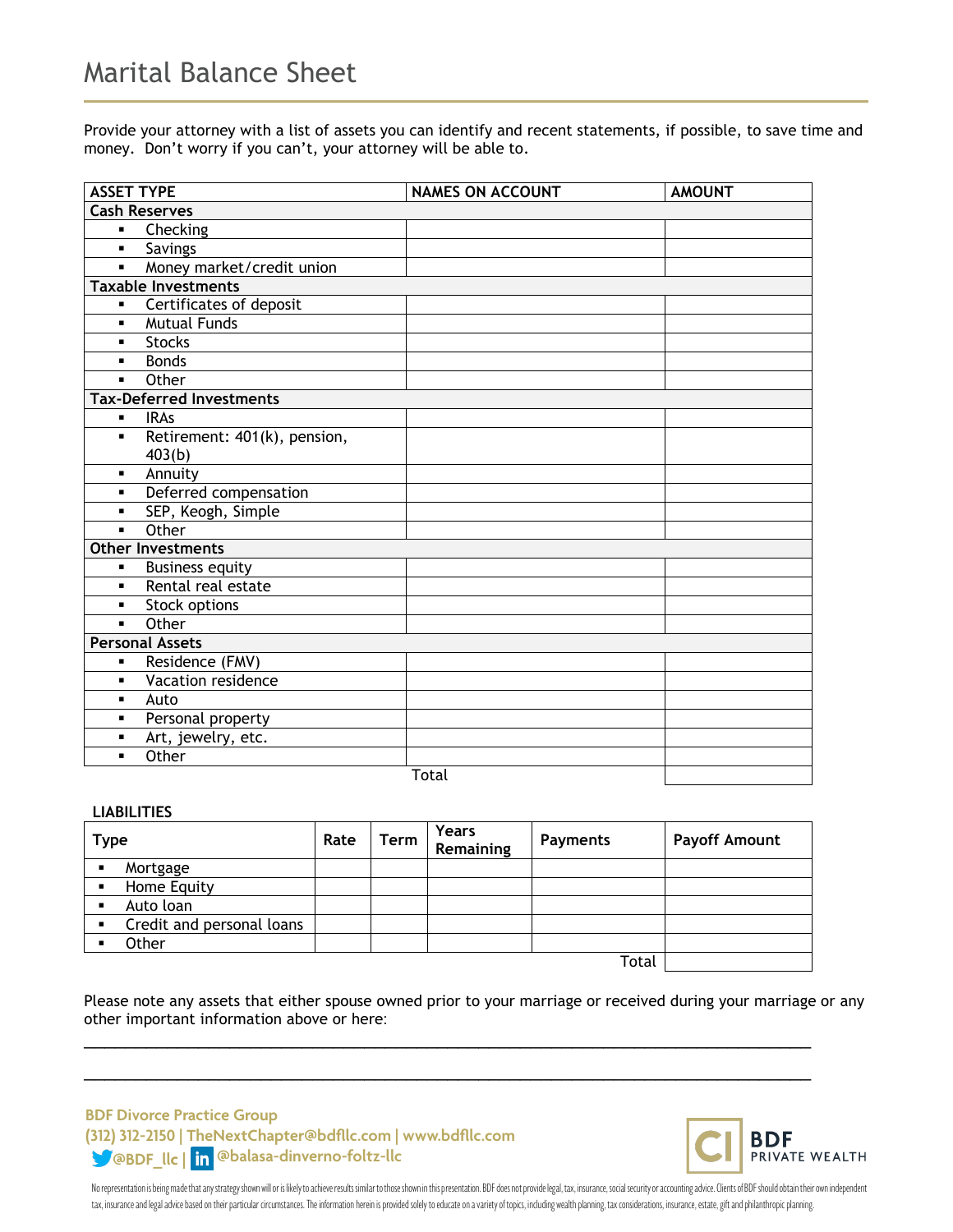# Marital Balance Sheet

Provide your attorney with a list of assets you can identify and recent statements, if possible, to save time and money. Don't worry if you can't, your attorney will be able to.

| ASSET TYPE | NAMES ON ACCOUNT | AMOUNT |
|---|---|---|
| **Cash Reserves** | | |
| ▪ Checking | | |
| ▪ Savings | | |
| ▪ Money market/credit union | | |
| **Taxable Investments** | | |
| ▪ Certificates of deposit | | |
| ▪ Mutual Funds | | |
| ▪ Stocks | | |
| ▪ Bonds | | |
| ▪ Other | | |
| **Tax-Deferred Investments** | | |
| ▪ IRAs | | |
| ▪ Retirement: 401(k), pension, 403(b) | | |
| ▪ Annuity | | |
| ▪ Deferred compensation | | |
| ▪ SEP, Keogh, Simple | | |
| ▪ Other | | |
| **Other Investments** | | |
| ▪ Business equity | | |
| ▪ Rental real estate | | |
| ▪ Stock options | | |
| ▪ Other | | |
| **Personal Assets** | | |
| ▪ Residence (FMV) | | |
| ▪ Vacation residence | | |
| ▪ Auto | | |
| ▪ Personal property | | |
| ▪ Art, jewelry, etc. | | |
| ▪ Other | | |
| | Total | |

**LIABILITIES**

| Type | Rate | Term | Years Remaining | Payments | Payoff Amount |
|---|---|---|---|---|---|
| ▪ Mortgage | | | | | |
| ▪ Home Equity | | | | | |
| ▪ Auto loan | | | | | |
| ▪ Credit and personal loans | | | | | |
| ▪ Other | | | | | |
| | | | | Total | |

Please note any assets that either spouse owned prior to your marriage or received during your marriage or any other important information above or here:

\_\_\_\_\_\_\_\_\_\_\_\_\_\_\_\_\_\_\_\_\_\_\_\_\_\_\_\_\_\_\_\_\_\_\_\_\_\_\_\_\_\_\_\_\_\_\_\_\_\_\_\_\_\_\_\_\_\_\_\_\_\_\_\_\_\_\_\_\_\_\_\_\_\_\_\_\_\_

\_\_\_\_\_\_\_\_\_\_\_\_\_\_\_\_\_\_\_\_\_\_\_\_\_\_\_\_\_\_\_\_\_\_\_\_\_\_\_\_\_\_\_\_\_\_\_\_\_\_\_\_\_\_\_\_\_\_\_\_\_\_\_\_\_\_\_\_\_\_\_\_\_\_\_\_\_\_

**BDF Divorce Practice Group**
(312) 312-2150 | TheNextChapter@bdfllc.com | www.bdfllc.com
@BDF_llc | @balasa-dinverno-foltz-llc

BDF PRIVATE WEALTH

No representation is being made that any strategy shown will or is likely to achieve results similar to those shown in this presentation. BDF does not provide legal, tax, insurance, social security or accounting advice. Clients of BDF should obtain their own independent tax, insurance and legal advice based on their particular circumstances. The information herein is provided solely to educate on a variety of topics, including wealth planning, tax considerations, insurance, estate, gift and philanthropic planning.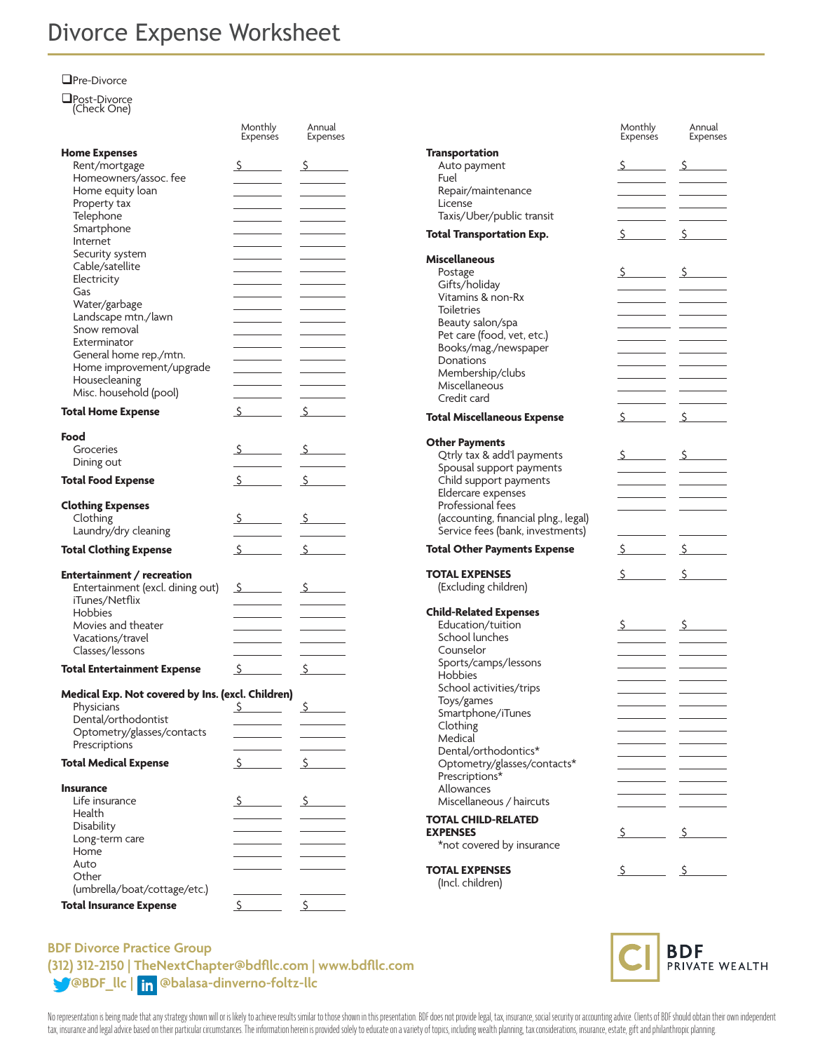# Divorce Expense Worksheet

❑ Pre-Divorce

❑ Post-Divorce
(Check One)

| | Monthly Expenses | Annual Expenses |
|---|---|---|
| **Home Expenses** | | |
| Rent/mortgage | $ | $ |
| Homeowners/assoc. fee | | |
| Home equity loan | | |
| Property tax | | |
| Telephone | | |
| Smartphone | | |
| Internet | | |
| Security system | | |
| Cable/satellite | | |
| Electricity | | |
| Gas | | |
| Water/garbage | | |
| Landscape mtn./lawn | | |
| Snow removal | | |
| Exterminator | | |
| General home rep./mtn. | | |
| Home improvement/upgrade | | |
| Housecleaning | | |
| Misc. household (pool) | | |
| **Total Home Expense** | $ | $ |
| **Food** | | |
| Groceries | $ | $ |
| Dining out | | |
| **Total Food Expense** | $ | $ |
| **Clothing Expenses** | | |
| Clothing | $ | $ |
| Laundry/dry cleaning | | |
| **Total Clothing Expense** | $ | $ |
| **Entertainment / recreation** | | |
| Entertainment (excl. dining out) | $ | $ |
| iTunes/Netflix | | |
| Hobbies | | |
| Movies and theater | | |
| Vacations/travel | | |
| Classes/lessons | | |
| **Total Entertainment Expense** | $ | $ |
| **Medical Exp. Not covered by Ins. (excl. Children)** | | |
| Physicians | $ | $ |
| Dental/orthodontist | | |
| Optometry/glasses/contacts | | |
| Prescriptions | | |
| **Total Medical Expense** | $ | $ |
| **Insurance** | | |
| Life insurance | $ | $ |
| Health | | |
| Disability | | |
| Long-term care | | |
| Home | | |
| Auto | | |
| Other (umbrella/boat/cottage/etc.) | | |
| **Total Insurance Expense** | $ | $ |

| | Monthly Expenses | Annual Expenses |
|---|---|---|
| **Transportation** | | |
| Auto payment | $ | $ |
| Fuel | | |
| Repair/maintenance | | |
| License | | |
| Taxis/Uber/public transit | | |
| **Total Transportation Exp.** | $ | $ |
| **Miscellaneous** | | |
| Postage | $ | $ |
| Gifts/holiday | | |
| Vitamins & non-Rx | | |
| Toiletries | | |
| Beauty salon/spa | | |
| Pet care (food, vet, etc.) | | |
| Books/mag./newspaper | | |
| Donations | | |
| Membership/clubs | | |
| Miscellaneous | | |
| Credit card | | |
| **Total Miscellaneous Expense** | $ | $ |
| **Other Payments** | | |
| Qtrly tax & add'l payments | $ | $ |
| Spousal support payments | | |
| Child support payments | | |
| Eldercare expenses | | |
| Professional fees (accounting, financial plng., legal) | | |
| Service fees (bank, investments) | | |
| **Total Other Payments Expense** | $ | $ |
| **TOTAL EXPENSES** (Excluding children) | $ | $ |
| **Child-Related Expenses** | | |
| Education/tuition | $ | $ |
| School lunches | | |
| Counselor | | |
| Sports/camps/lessons | | |
| Hobbies | | |
| School activities/trips | | |
| Toys/games | | |
| Smartphone/iTunes | | |
| Clothing | | |
| Medical | | |
| Dental/orthodontics* | | |
| Optometry/glasses/contacts* | | |
| Prescriptions* | | |
| Allowances | | |
| Miscellaneous / haircuts | | |
| **TOTAL CHILD-RELATED EXPENSES** *not covered by insurance | $ | $ |
| **TOTAL EXPENSES** (Incl. children) | $ | $ |

**BDF Divorce Practice Group**
**(312) 312-2150 | TheNextChapter@bdfllc.com | www.bdfllc.com**
**@BDF_llc | @balasa-dinverno-foltz-llc**

BDF PRIVATE WEALTH

No representation is being made that any strategy shown will or is likely to achieve results similar to those shown in this presentation. BDF does not provide legal, tax, insurance, social security or accounting advice. Clients of BDF should obtain their own independent tax, insurance and legal advice based on their particular circumstances. The information herein is provided solely to educate on a variety of topics, including wealth planning, tax considerations, insurance, estate, gift and philanthropic planning.